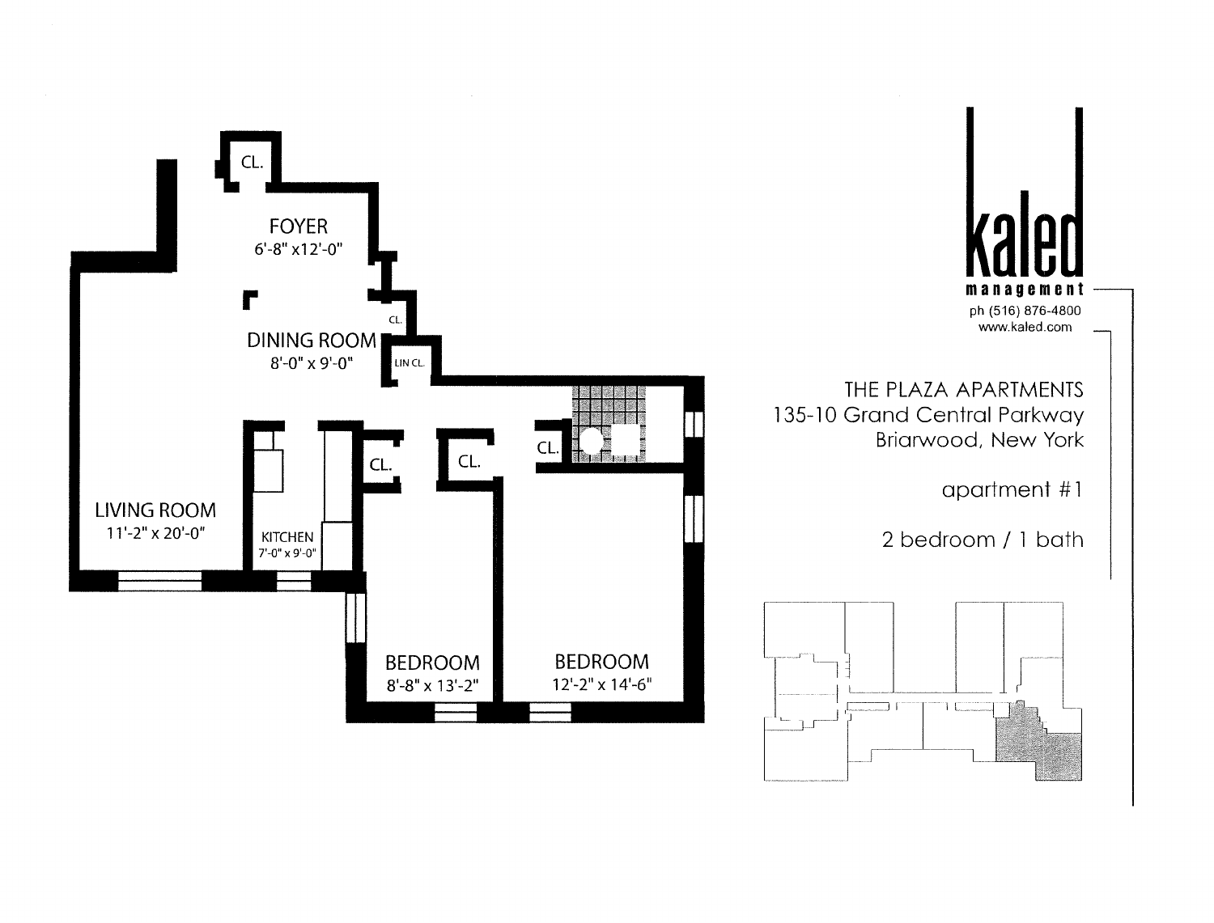kaled
management
ph (516) 876-4800
www.kaled.com

THE PLAZA APARTMENTS
135-10 Grand Central Parkway
Briarwood, New York

apartment #1

2 bedroom / 1 bath

CL.

FOYER
6'-8" x12'-0"

CL.

DINING ROOM
8'-0" x 9'-0"

LIN CL.

CL.

CL.

CL.

LIVING ROOM
11'-2" x 20'-0"

KITCHEN
7'-0" x 9'-0"

BEDROOM
8'-8" x 13'-2"

BEDROOM
12'-2" x 14'-6"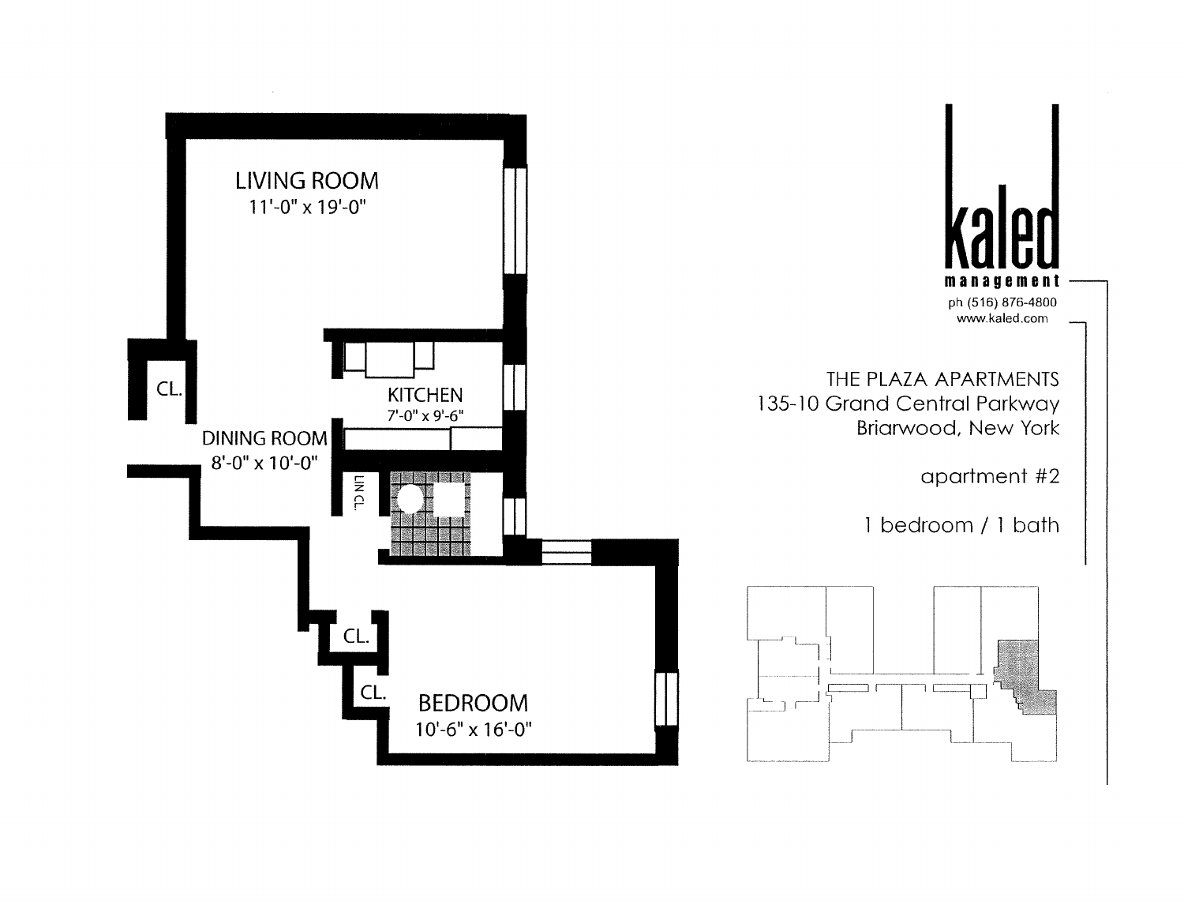LIVING ROOM
11'-0" x 19'-0"

CL.

KITCHEN
7'-0" x 9'-6"

DINING ROOM
8'-0" x 10'-0"

LIN CL.

CL.

CL.

BEDROOM
10'-6" x 16'-0"

**kaled**
**management**
ph (516) 876-4800
www.kaled.com

THE PLAZA APARTMENTS
135-10 Grand Central Parkway
Briarwood, New York

apartment #2

1 bedroom / 1 bath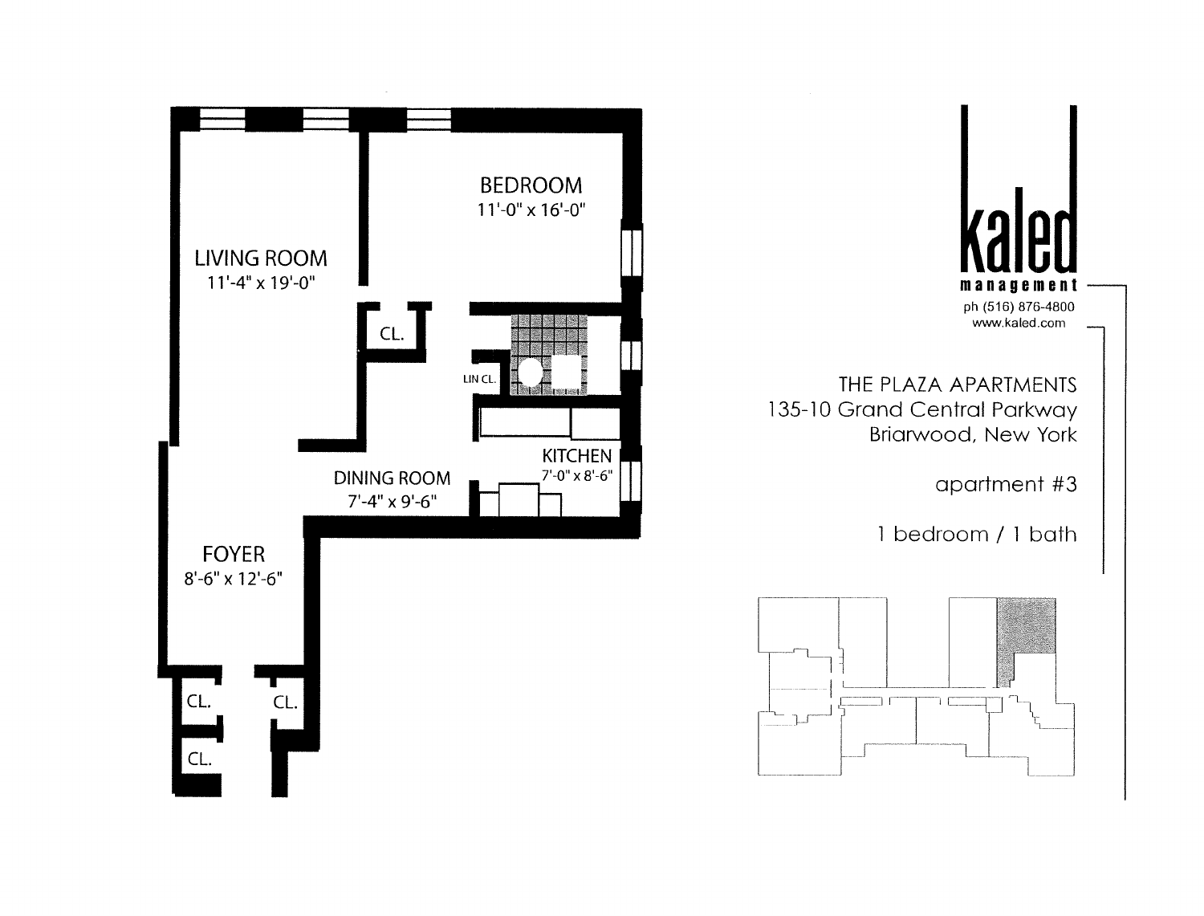LIVING ROOM
11'-4" x 19'-0"

BEDROOM
11'-0" x 16'-0"

CL.

LIN CL.

KITCHEN
7'-0" x 8'-6"

DINING ROOM
7'-4" x 9'-6"

FOYER
8'-6" x 12'-6"

CL.

CL.

CL.

**kaled**
**management**

ph (516) 876-4800
www.kaled.com

THE PLAZA APARTMENTS
135-10 Grand Central Parkway
Briarwood, New York

apartment #3

1 bedroom / 1 bath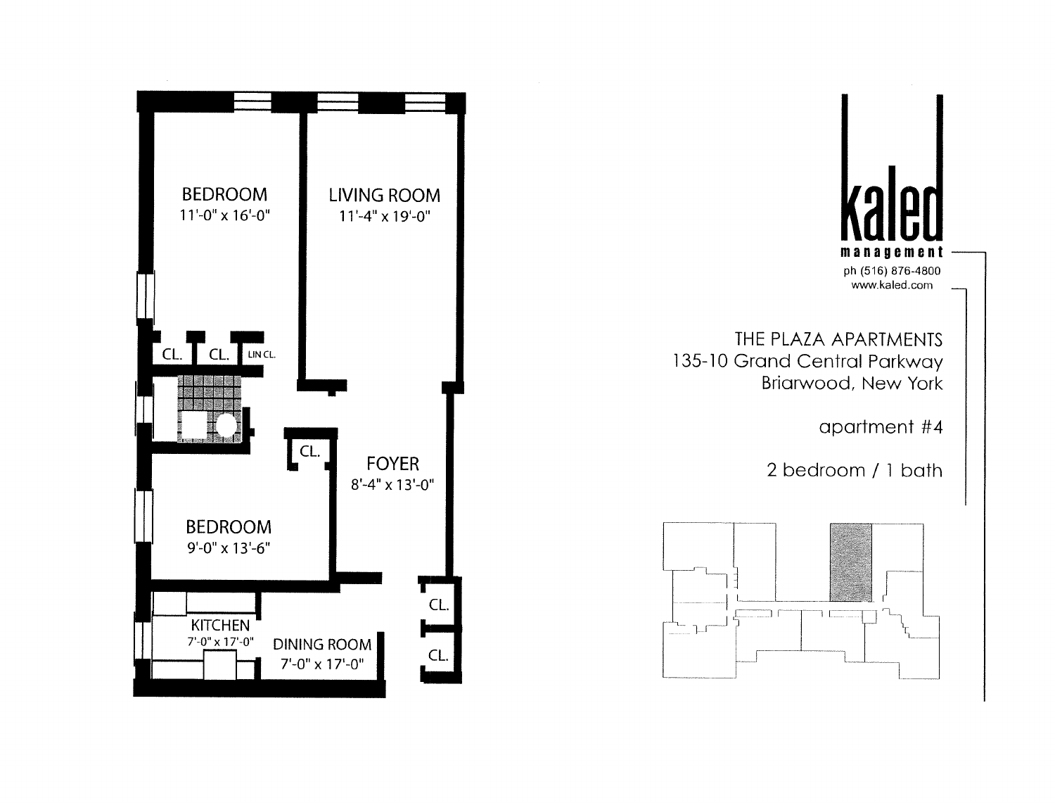BEDROOM
11'-0" x 16'-0"

LIVING ROOM
11'-4" x 19'-0"

CL.

CL.

LIN CL.

CL.

FOYER
8'-4" x 13'-0"

BEDROOM
9'-0" x 13'-6"

CL.

KITCHEN
7'-0" x 17'-0"

DINING ROOM
7'-0" x 17'-0"

CL.

kaled
management
ph (516) 876-4800
www.kaled.com

THE PLAZA APARTMENTS
135-10 Grand Central Parkway
Briarwood, New York

apartment #4

2 bedroom / 1 bath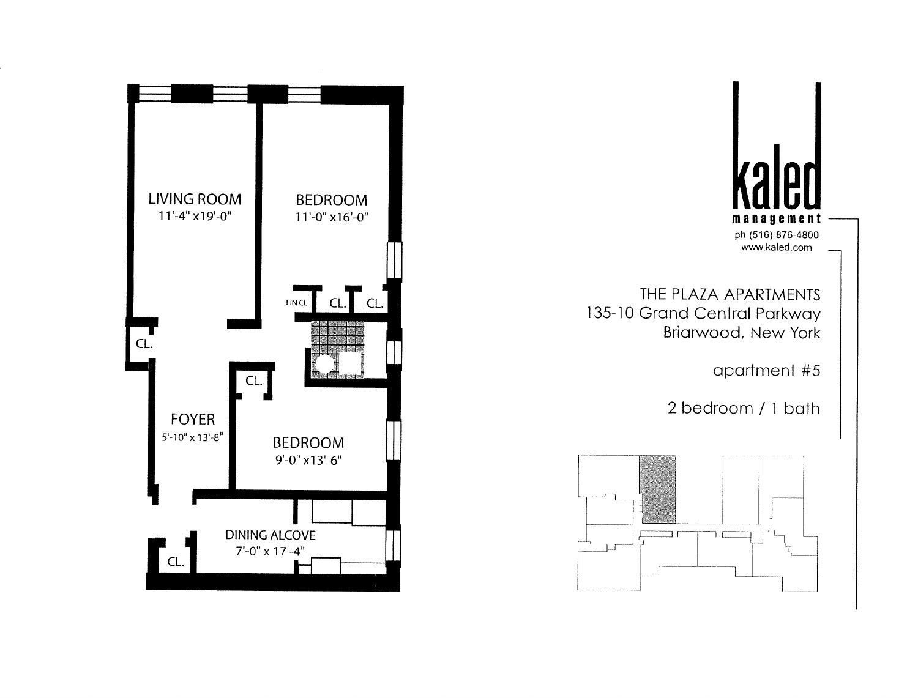LIVING ROOM
11'-4" x19'-0"

BEDROOM
11'-0" x16'-0"

LIN CL. CL. CL.

CL.

CL.

FOYER
5'-10" x 13'-8"

BEDROOM
9'-0" x13'-6"

DINING ALCOVE
7'-0" x 17'-4"

CL.

**kaled**
**management**
ph (516) 876-4800
www.kaled.com

THE PLAZA APARTMENTS
135-10 Grand Central Parkway
Briarwood, New York

apartment #5

2 bedroom / 1 bath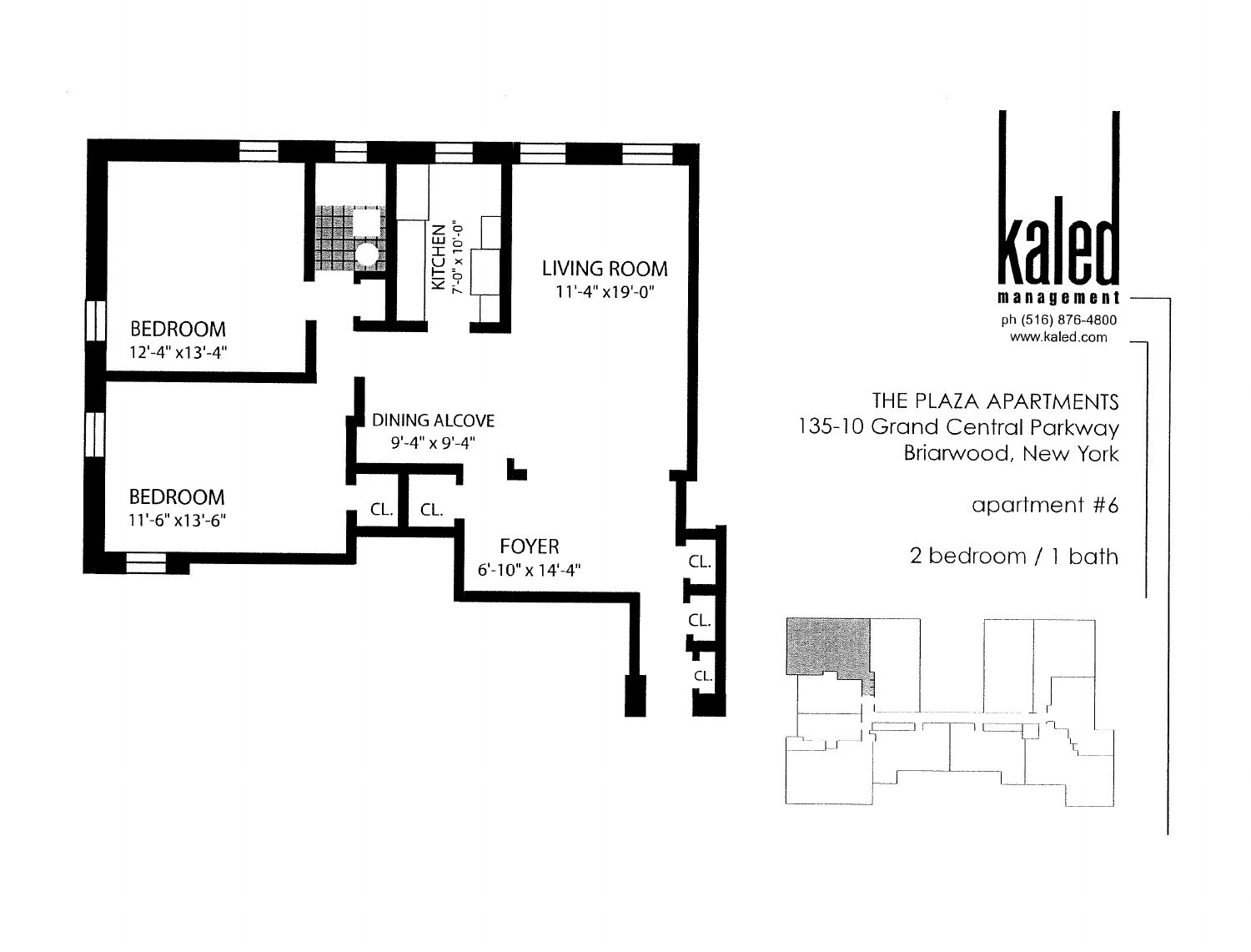BEDROOM
12'-4" x13'-4"

KITCHEN
7'-0" x 10'-0"

LIVING ROOM
11'-4" x19'-0"

DINING ALCOVE
9'-4" x 9'-4"

BEDROOM
11'-6" x13'-6"

CL.

CL.

FOYER
6'-10" x 14'-4"

CL.

CL.

CL.

kaled
management
ph (516) 876-4800
www.kaled.com

THE PLAZA APARTMENTS
135-10 Grand Central Parkway
Briarwood, New York

apartment #6

2 bedroom / 1 bath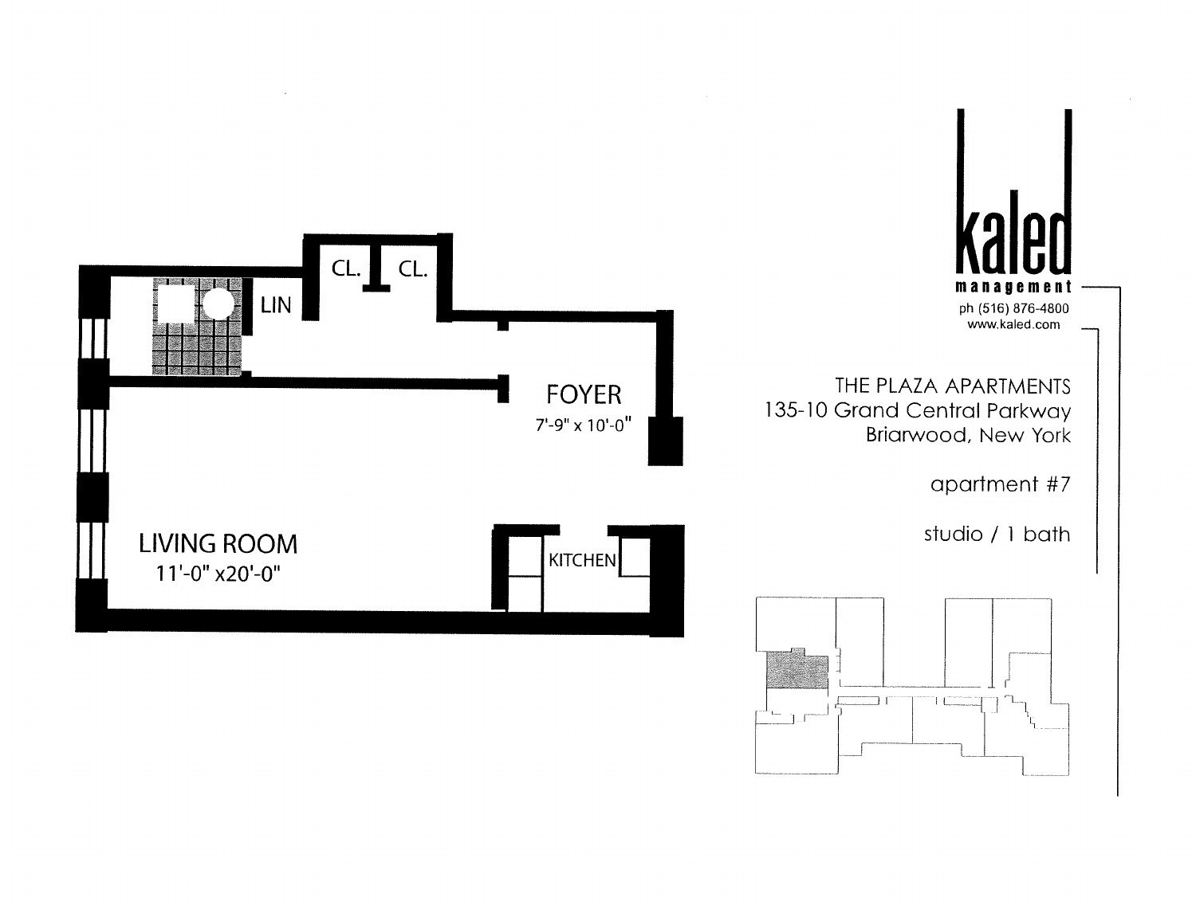CL. CL.

LIN

FOYER

7'-9" x 10'-0"

LIVING ROOM

11'-0" x20'-0"

KITCHEN

**kaled**

**management**

ph (516) 876-4800

www.kaled.com

THE PLAZA APARTMENTS

135-10 Grand Central Parkway

Briarwood, New York

apartment #7

studio / 1 bath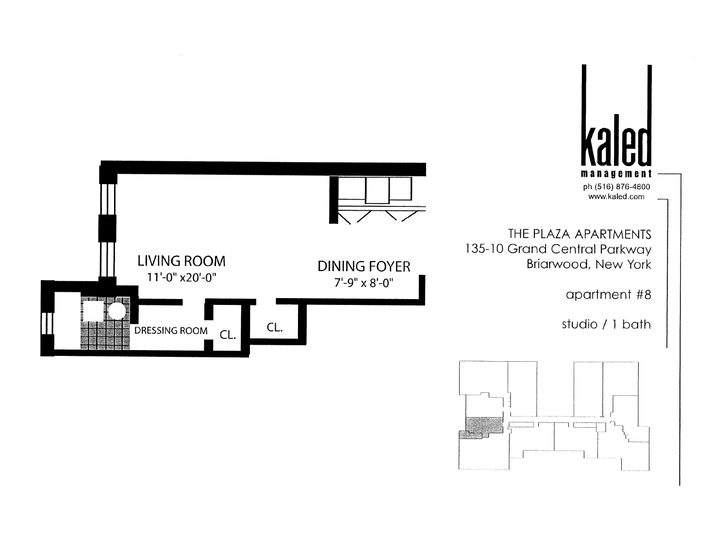LIVING ROOM
11'-0" x20'-0"

DINING FOYER
7'-9" x 8'-0"

DRESSING ROOM

CL.

CL.

kaled

management

ph (516) 876-4800
www.kaled.com

THE PLAZA APARTMENTS
135-10 Grand Central Parkway
Briarwood, New York

apartment #8

studio / 1 bath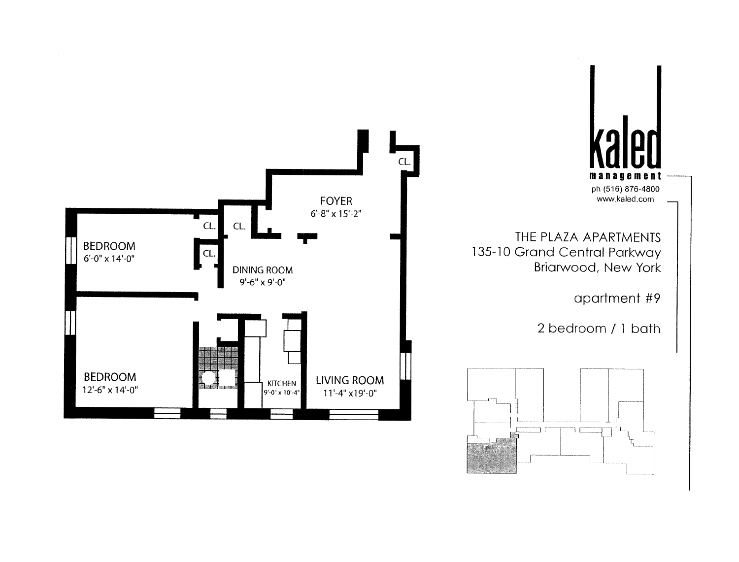FOYER
6'-8" x 15'-2"

CL.

CL.

CL.

CL.

BEDROOM
6'-0" x 14'-0"

DINING ROOM
9'-6" x 9'-0"

BEDROOM
12'-6" x 14'-0"

KITCHEN
9'-0" x 10'-4"

LIVING ROOM
11'-4" x19'-0"

**kaled**
**management**
ph (516) 876-4800
www.kaled.com

THE PLAZA APARTMENTS
135-10 Grand Central Parkway
Briarwood, New York

apartment #9

2 bedroom / 1 bath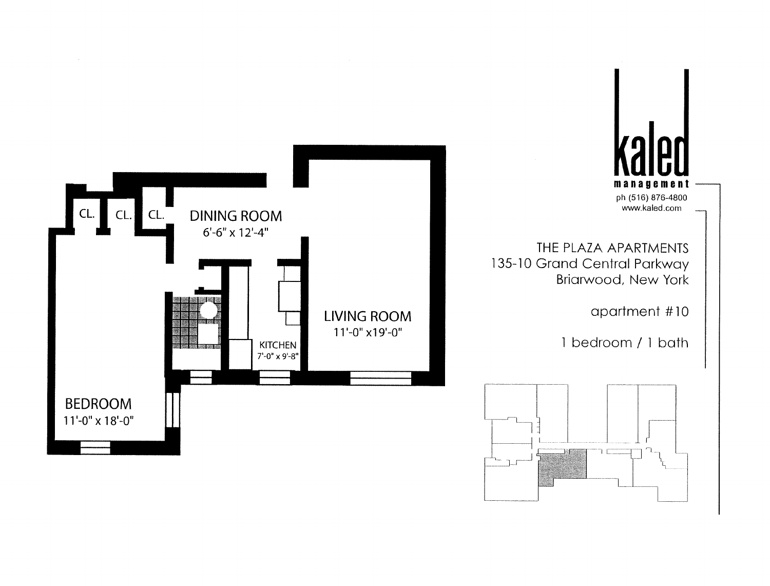CL.

CL.

CL.

DINING ROOM
6'-6" x 12'-4"

LIVING ROOM
11'-0" x19'-0"

KITCHEN
7'-0" x 9'-8"

BEDROOM
11'-0" x 18'-0"

**kaled**
**management**
ph (516) 876-4800
www.kaled.com

THE PLAZA APARTMENTS
135-10 Grand Central Parkway
Briarwood, New York

apartment #10

1 bedroom / 1 bath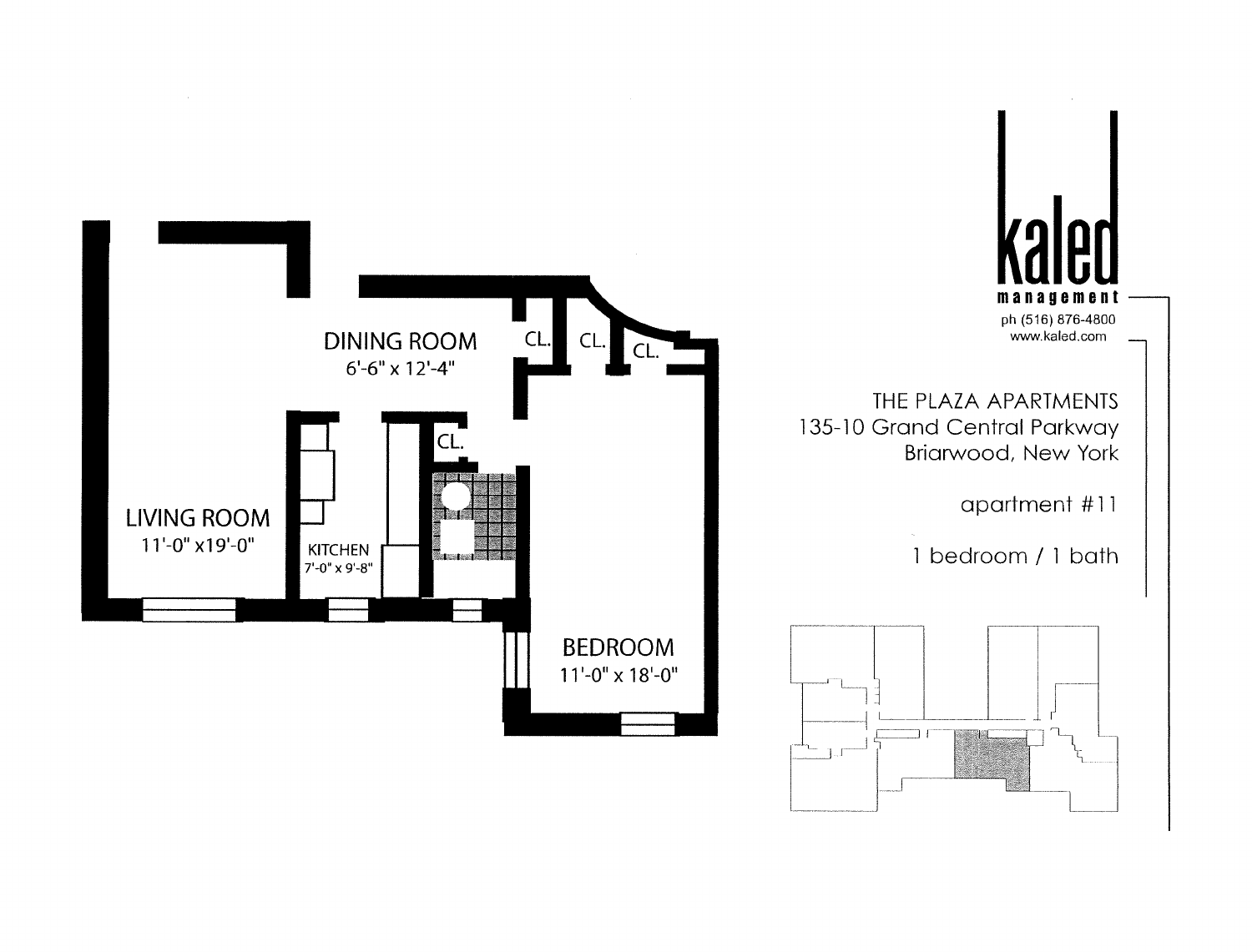DINING ROOM
6'-6" x 12'-4"

CL.

CL.

CL.

CL.

LIVING ROOM
11'-0" x19'-0"

KITCHEN
7'-0" x 9'-8"

BEDROOM
11'-0" x 18'-0"

kaled
management
ph (516) 876-4800
www.kaled.com

THE PLAZA APARTMENTS
135-10 Grand Central Parkway
Briarwood, New York

apartment #11

1 bedroom / 1 bath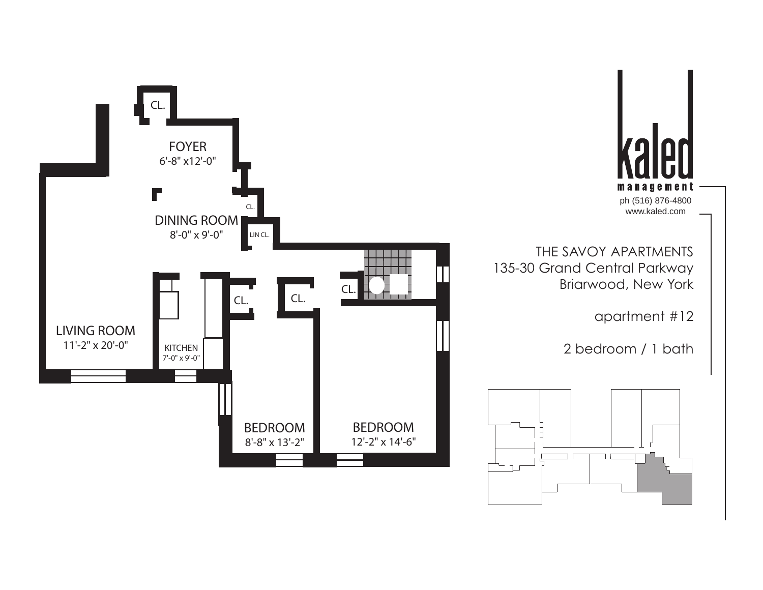**kaled management**
ph (516) 876-4800
www.kaled.com

THE SAVOY APARTMENTS
135-30 Grand Central Parkway
Briarwood, New York

apartment #12

2 bedroom / 1 bath

CL.

FOYER
6'-8" x12'-0"

CL.

DINING ROOM
8'-0" x 9'-0"

LIN CL.

CL.

CL.

CL.

LIVING ROOM
11'-2" x 20'-0"

KITCHEN
7'-0" x 9'-0"

BEDROOM
8'-8" x 13'-2"

BEDROOM
12'-2" x 14'-6"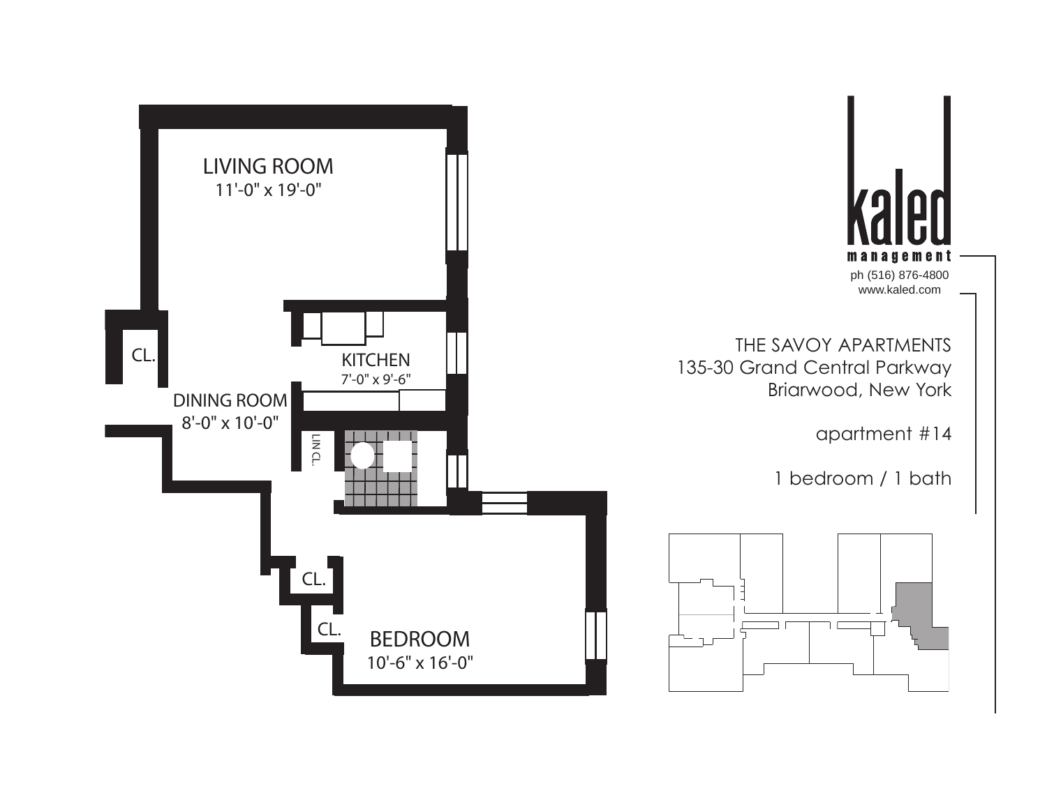LIVING ROOM
11'-0" x 19'-0"

CL.

KITCHEN
7'-0" x 9'-6"

DINING ROOM
8'-0" x 10'-0"

LIN CL.

CL.

CL.

BEDROOM
10'-6" x 16'-0"

kaled
management
ph (516) 876-4800
www.kaled.com

THE SAVOY APARTMENTS
135-30 Grand Central Parkway
Briarwood, New York

apartment #14

1 bedroom / 1 bath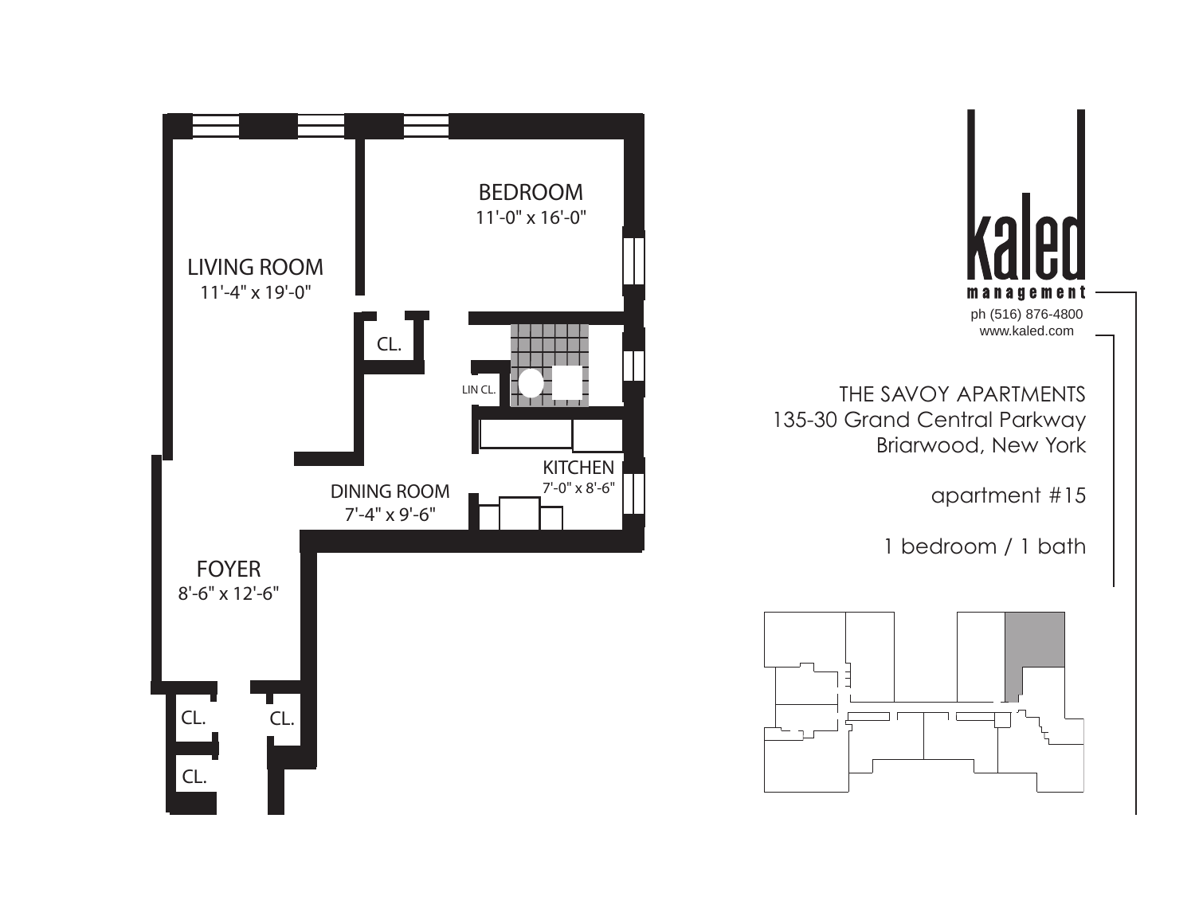LIVING ROOM
11'-4" x 19'-0"

BEDROOM
11'-0" x 16'-0"

CL.

LIN CL.

KITCHEN
7'-0" x 8'-6"

DINING ROOM
7'-4" x 9'-6"

FOYER
8'-6" x 12'-6"

CL.

CL.

CL.

**kaled**
**management**

ph (516) 876-4800
www.kaled.com

THE SAVOY APARTMENTS
135-30 Grand Central Parkway
Briarwood, New York

apartment #15

1 bedroom / 1 bath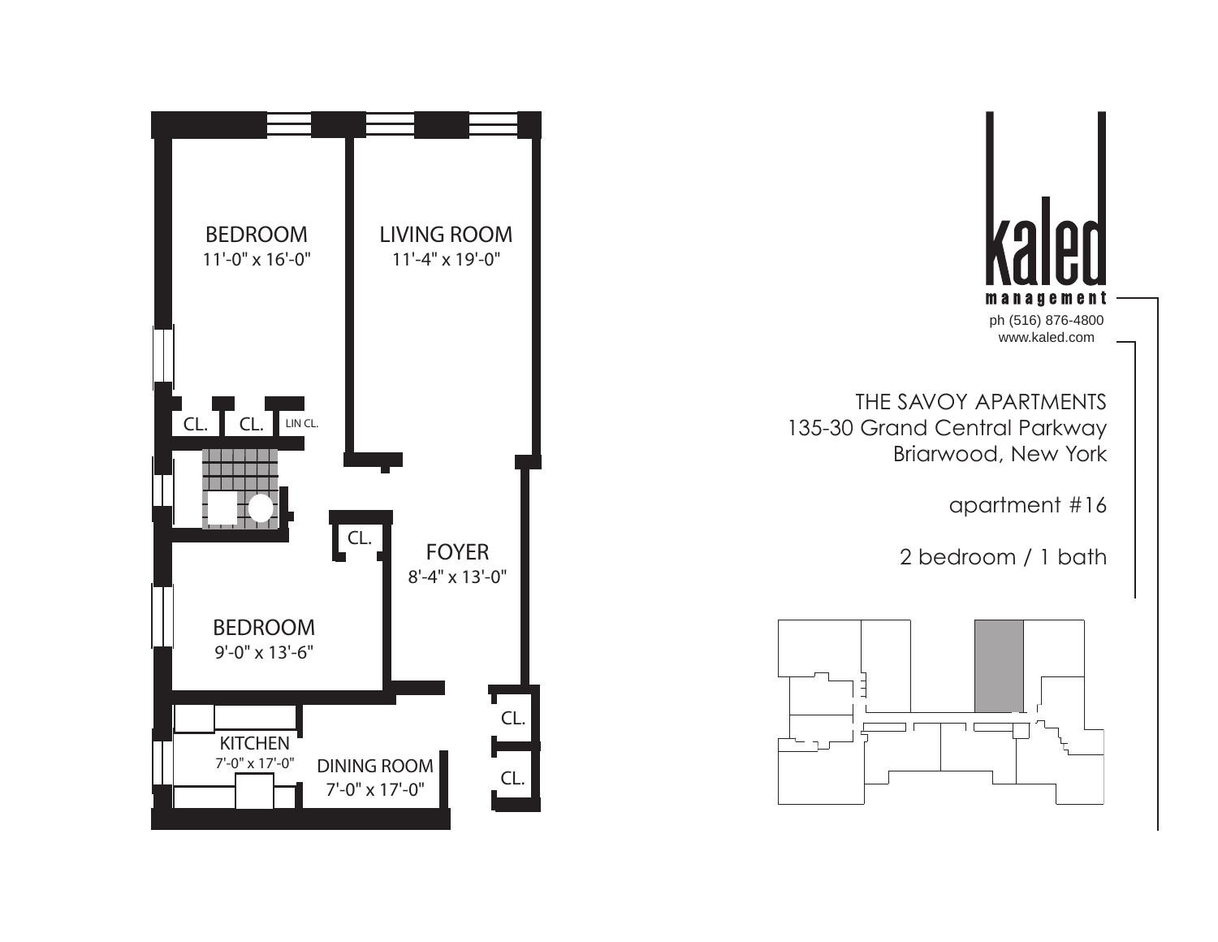BEDROOM
11'-0" x 16'-0"

LIVING ROOM
11'-4" x 19'-0"

CL. CL. LIN CL.

CL.

FOYER
8'-4" x 13'-0"

BEDROOM
9'-0" x 13'-6"

KITCHEN
7'-0" x 17'-0"

DINING ROOM
7'-0" x 17'-0"

CL.

CL.

kaled
management
ph (516) 876-4800
www.kaled.com

THE SAVOY APARTMENTS
135-30 Grand Central Parkway
Briarwood, New York

apartment #16

2 bedroom / 1 bath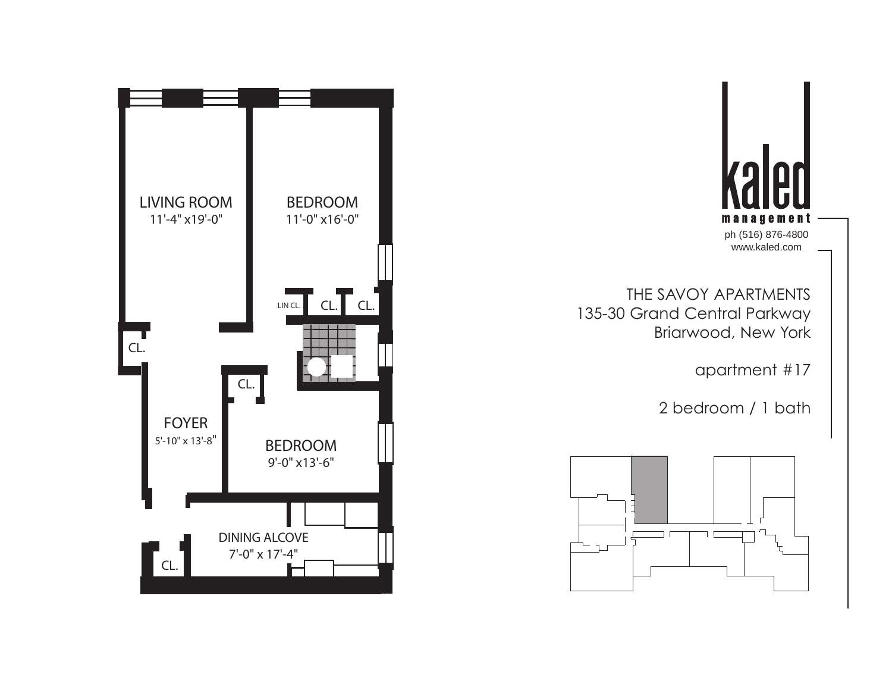LIVING ROOM
11'-4" x19'-0"

BEDROOM
11'-0" x16'-0"

LIN CL. CL. CL.

CL.

CL.

FOYER
5'-10" x 13'-8"

BEDROOM
9'-0" x13'-6"

DINING ALCOVE
7'-0" x 17'-4"

CL.

kaled
management
ph (516) 876-4800
www.kaled.com

THE SAVOY APARTMENTS
135-30 Grand Central Parkway
Briarwood, New York

apartment #17

2 bedroom / 1 bath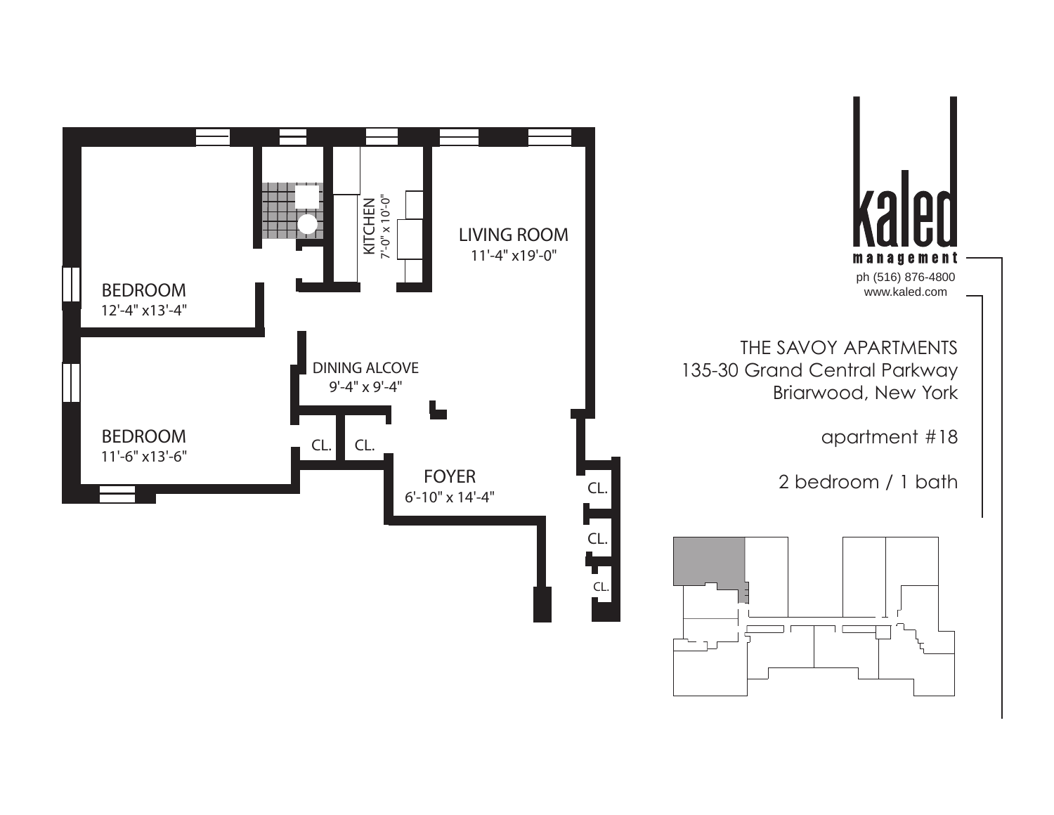BEDROOM
12'-4" x13'-4"

KITCHEN
7'-0" x 10'-0"

LIVING ROOM
11'-4" x19'-0"

DINING ALCOVE
9'-4" x 9'-4"

BEDROOM
11'-6" x13'-6"

CL.

CL.

FOYER
6'-10" x 14'-4"

CL.

CL.

CL.

kaled
management

ph (516) 876-4800
www.kaled.com

THE SAVOY APARTMENTS
135-30 Grand Central Parkway
Briarwood, New York

apartment #18

2 bedroom / 1 bath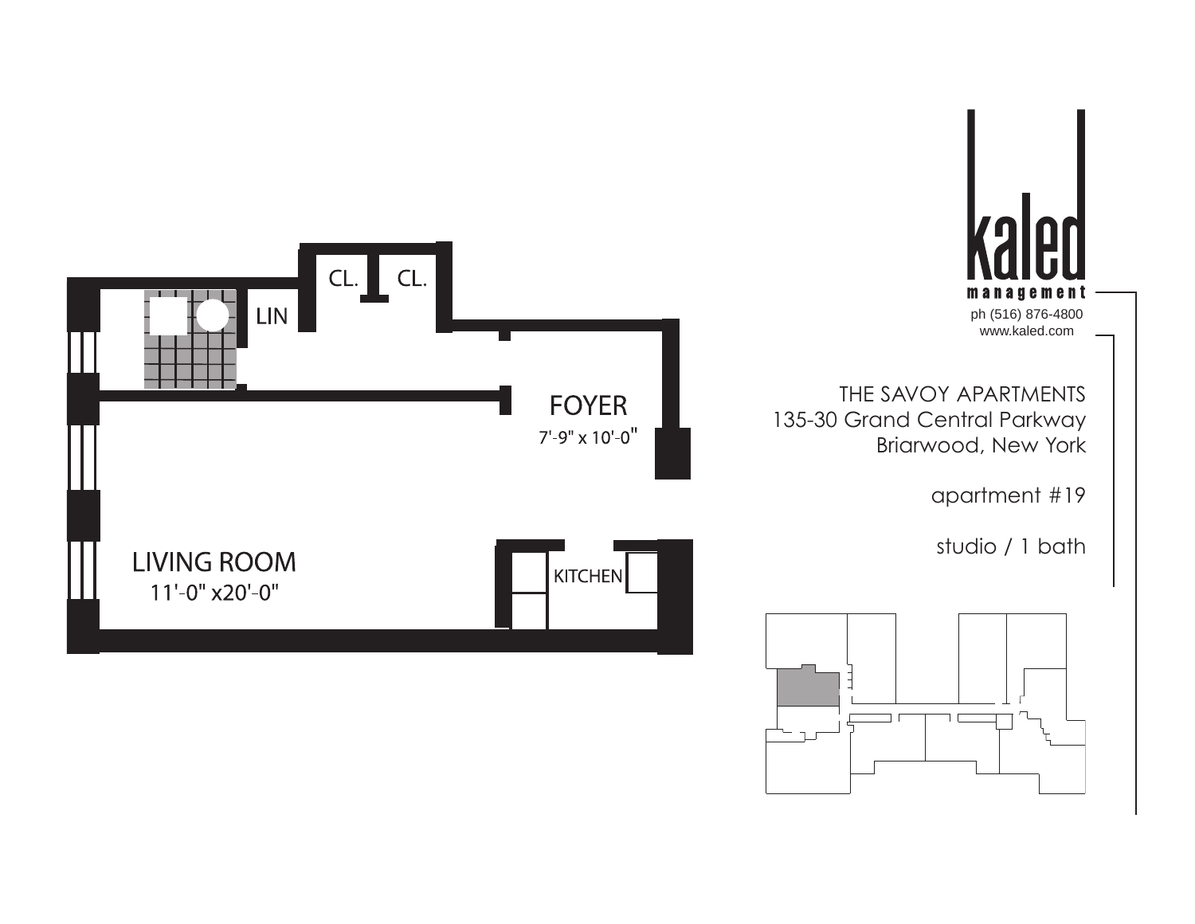CL. CL.

LIN

FOYER

7'-9" x 10'-0"

LIVING ROOM

11'-0" x20'-0"

KITCHEN

kaled

management

ph (516) 876-4800

www.kaled.com

THE SAVOY APARTMENTS

135-30 Grand Central Parkway

Briarwood, New York

apartment #19

studio / 1 bath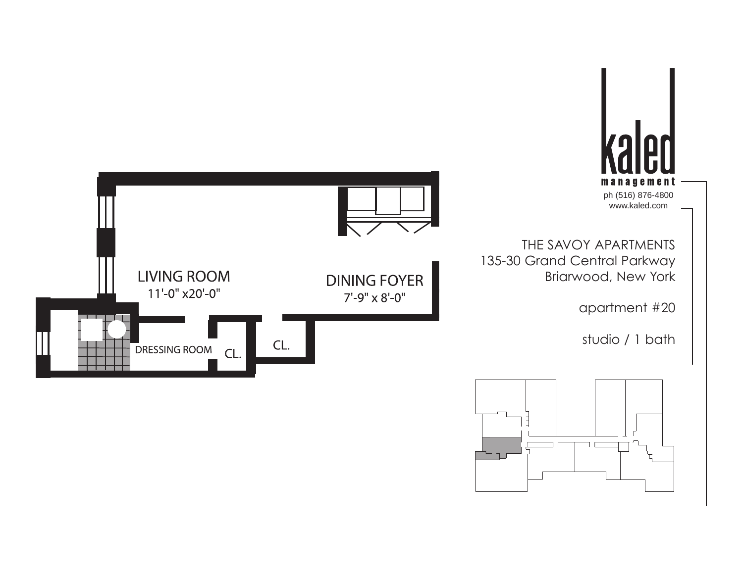LIVING ROOM
11'-0" x20'-0"

DINING FOYER
7'-9" x 8'-0"

DRESSING ROOM

CL.

CL.

kaled
management

ph (516) 876-4800
www.kaled.com

THE SAVOY APARTMENTS
135-30 Grand Central Parkway
Briarwood, New York

apartment #20

studio / 1 bath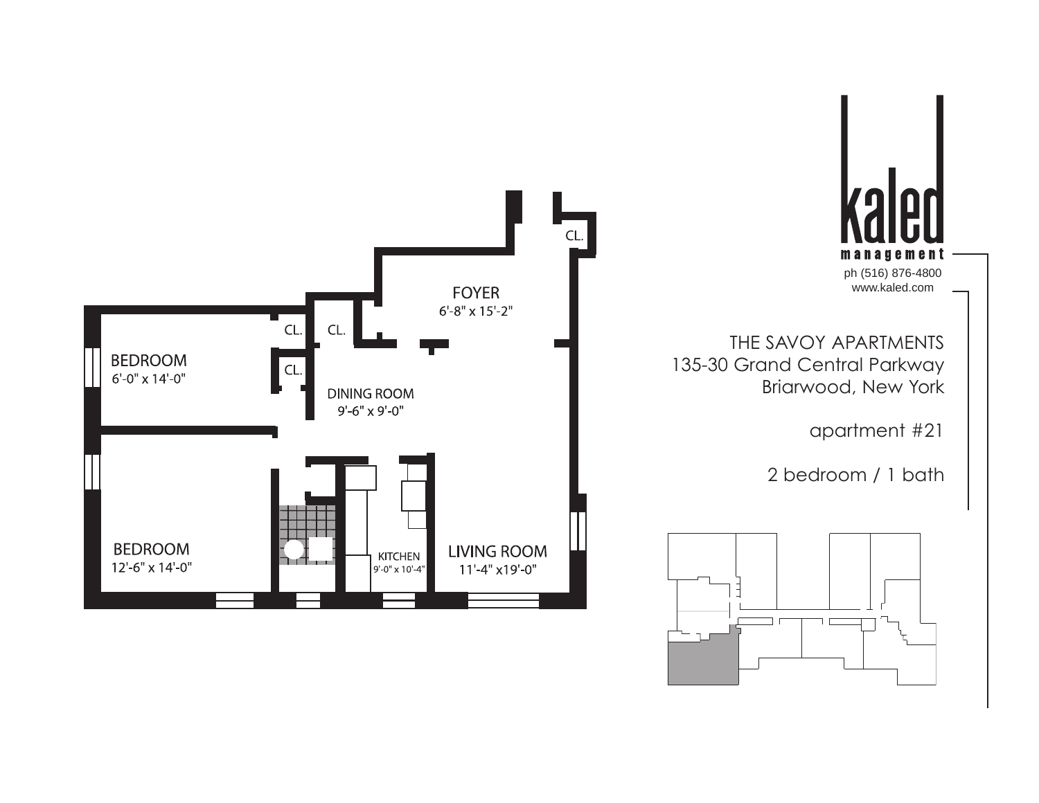kaled
management
ph (516) 876-4800
www.kaled.com

THE SAVOY APARTMENTS
135-30 Grand Central Parkway
Briarwood, New York

apartment #21

2 bedroom / 1 bath

FOYER
6'-8" x 15'-2"

CL.

CL.

CL.

CL.

BEDROOM
6'-0" x 14'-0"

DINING ROOM
9'-6" x 9'-0"

BEDROOM
12'-6" x 14'-0"

KITCHEN
9'-0" x 10'-4"

LIVING ROOM
11'-4" x19'-0"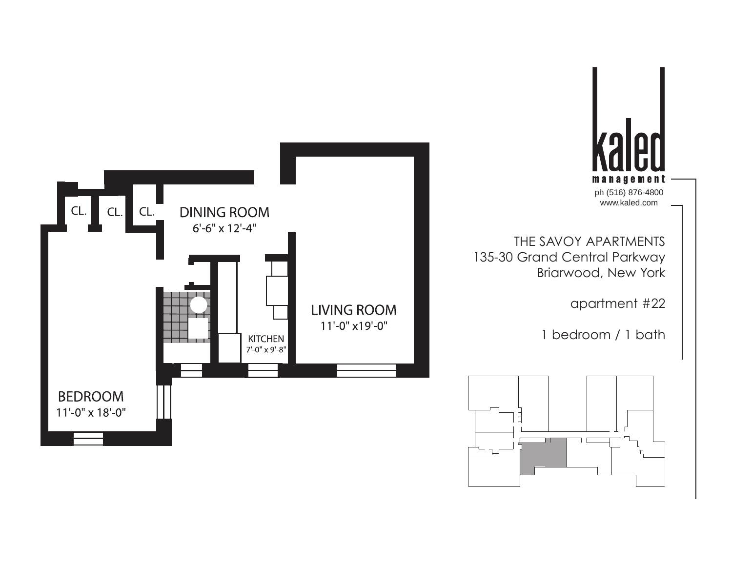kaled management

ph (516) 876-4800
www.kaled.com

THE SAVOY APARTMENTS
135-30 Grand Central Parkway
Briarwood, New York

apartment #22

1 bedroom / 1 bath

CL.

CL.

CL.

DINING ROOM
6'-6" x 12'-4"

LIVING ROOM
11'-0" x19'-0"

KITCHEN
7'-0" x 9'-8"

BEDROOM
11'-0" x 18'-0"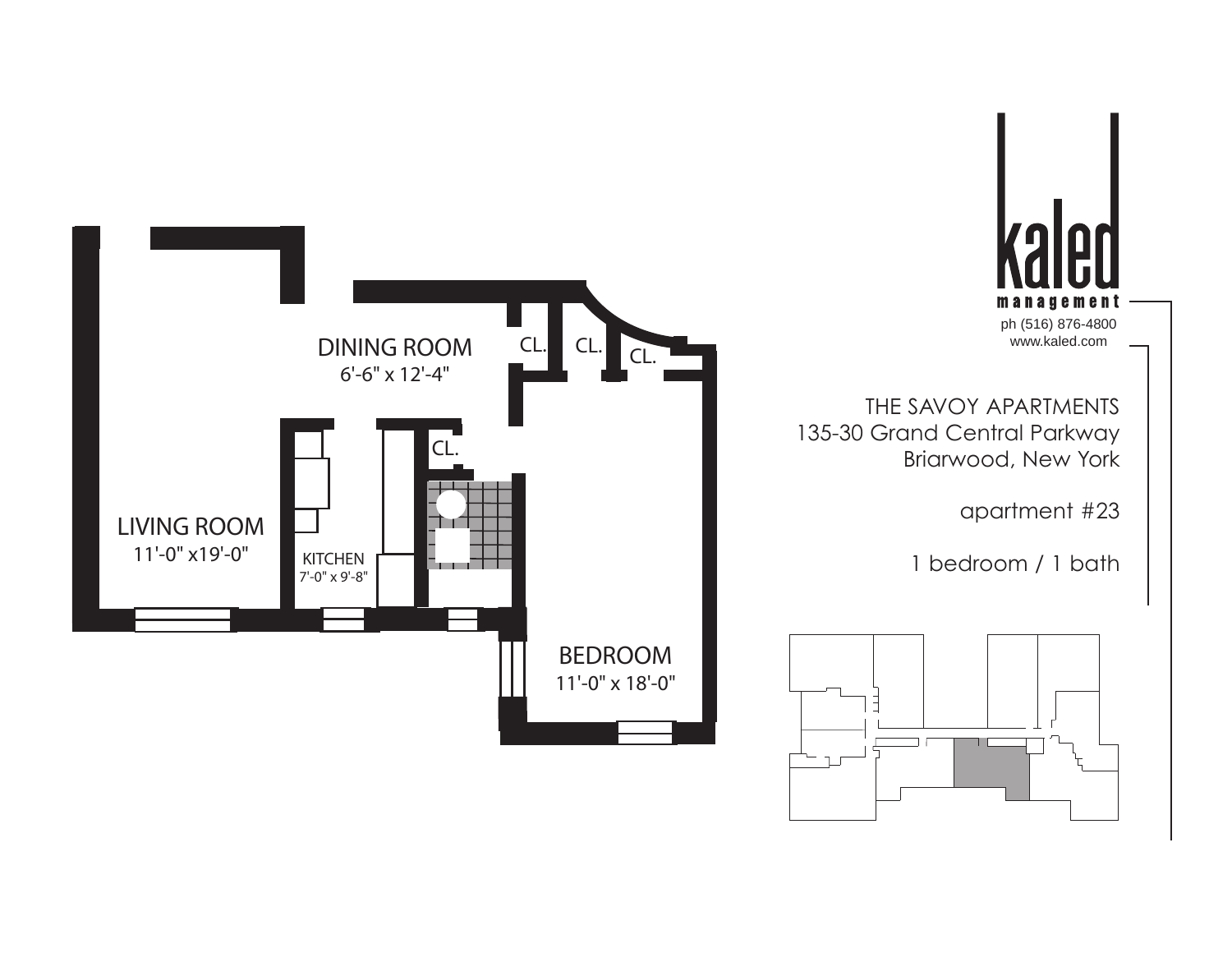DINING ROOM
6'-6" x 12'-4"

CL.

CL.

CL.

CL.

LIVING ROOM
11'-0" x19'-0"

KITCHEN
7'-0" x 9'-8"

BEDROOM
11'-0" x 18'-0"

kaled
management
ph (516) 876-4800
www.kaled.com

THE SAVOY APARTMENTS
135-30 Grand Central Parkway
Briarwood, New York

apartment #23

1 bedroom / 1 bath